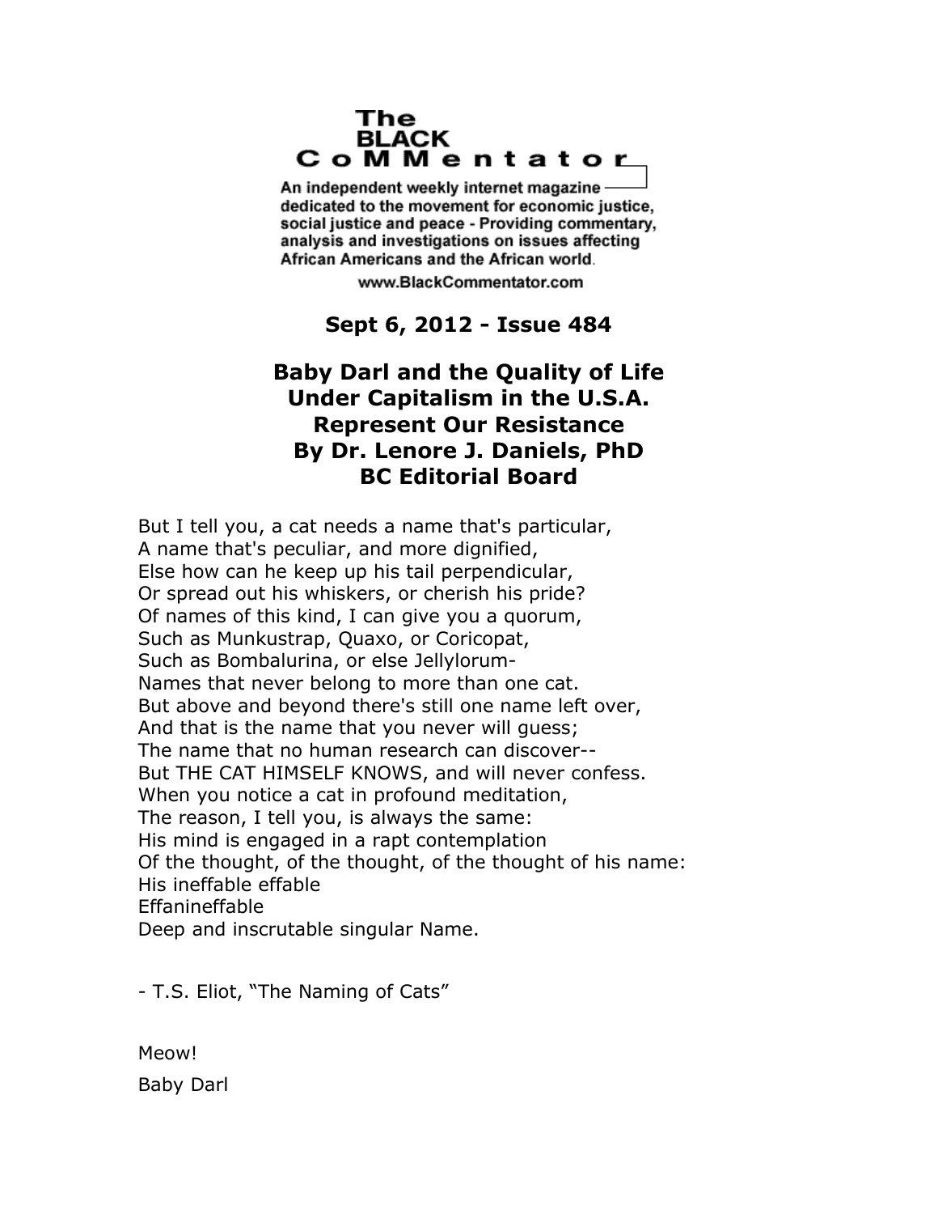**The BLACK CoMMentator**

An independent weekly internet magazine dedicated to the movement for economic justice, social justice and peace - Providing commentary, analysis and investigations on issues affecting African Americans and the African world.

www.BlackCommentator.com

**Sept 6, 2012 - Issue 484**

# Baby Darl and the Quality of Life Under Capitalism in the U.S.A. Represent Our Resistance

**By Dr. Lenore J. Daniels, PhD**
**BC Editorial Board**

But I tell you, a cat needs a name that's particular,
A name that's peculiar, and more dignified,
Else how can he keep up his tail perpendicular,
Or spread out his whiskers, or cherish his pride?
Of names of this kind, I can give you a quorum,
Such as Munkustrap, Quaxo, or Coricopat,
Such as Bombalurina, or else Jellylorum-
Names that never belong to more than one cat.
But above and beyond there's still one name left over,
And that is the name that you never will guess;
The name that no human research can discover--
But THE CAT HIMSELF KNOWS, and will never confess.
When you notice a cat in profound meditation,
The reason, I tell you, is always the same:
His mind is engaged in a rapt contemplation
Of the thought, of the thought, of the thought of his name:
His ineffable effable
Effanineffable
Deep and inscrutable singular Name.

- T.S. Eliot, "The Naming of Cats"

Meow!

Baby Darl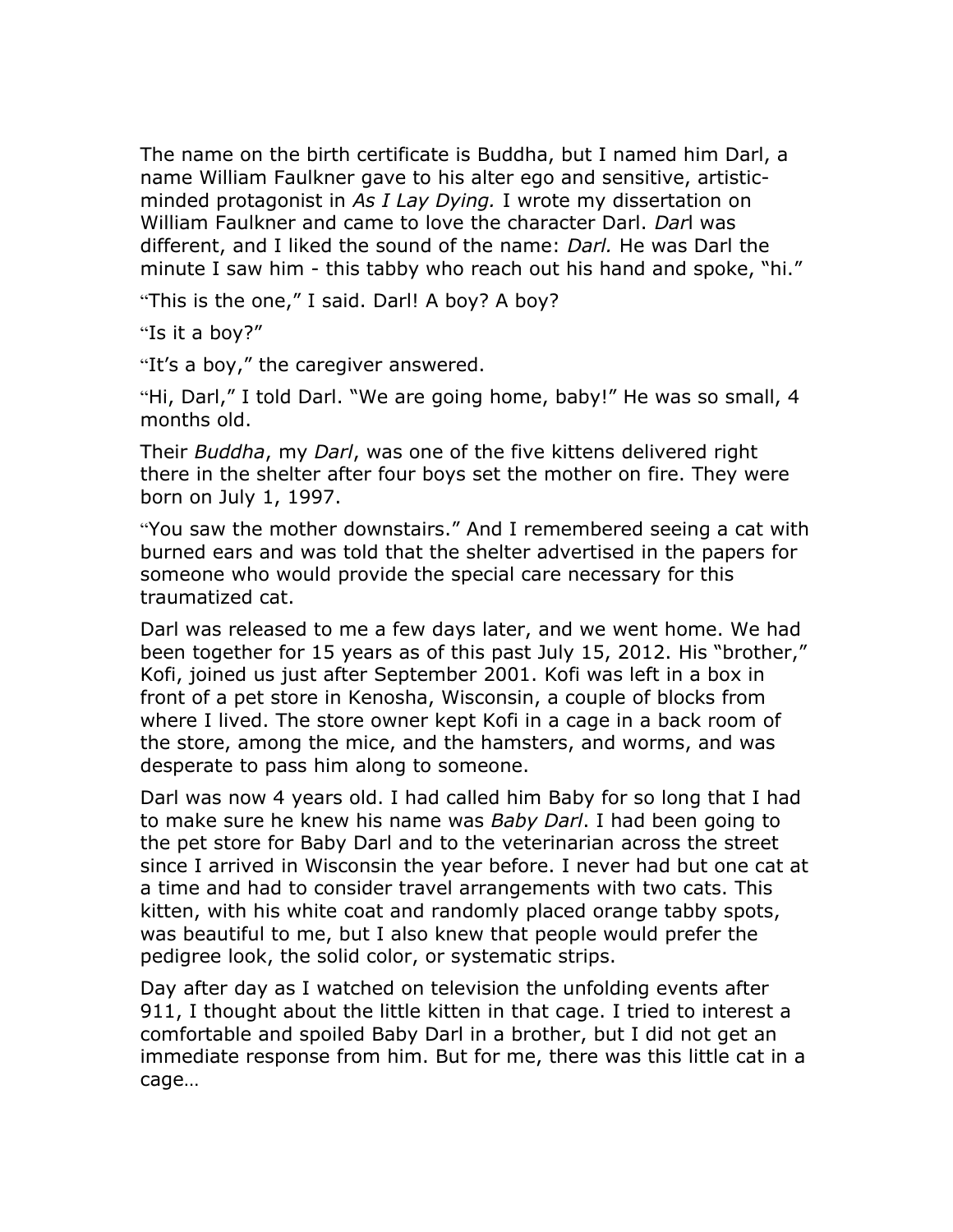The name on the birth certificate is Buddha, but I named him Darl, a name William Faulkner gave to his alter ego and sensitive, artistic-minded protagonist in *As I Lay Dying.* I wrote my dissertation on William Faulkner and came to love the character Darl. *Dar*l was different, and I liked the sound of the name: *Darl.* He was Darl the minute I saw him - this tabby who reach out his hand and spoke, "hi."

"This is the one," I said. Darl! A boy? A boy?

"Is it a boy?"

"It's a boy," the caregiver answered.

"Hi, Darl," I told Darl. "We are going home, baby!" He was so small, 4 months old.

Their *Buddha*, my *Darl*, was one of the five kittens delivered right there in the shelter after four boys set the mother on fire. They were born on July 1, 1997.

"You saw the mother downstairs." And I remembered seeing a cat with burned ears and was told that the shelter advertised in the papers for someone who would provide the special care necessary for this traumatized cat.

Darl was released to me a few days later, and we went home. We had been together for 15 years as of this past July 15, 2012. His "brother," Kofi, joined us just after September 2001. Kofi was left in a box in front of a pet store in Kenosha, Wisconsin, a couple of blocks from where I lived. The store owner kept Kofi in a cage in a back room of the store, among the mice, and the hamsters, and worms, and was desperate to pass him along to someone.

Darl was now 4 years old. I had called him Baby for so long that I had to make sure he knew his name was *Baby Darl*. I had been going to the pet store for Baby Darl and to the veterinarian across the street since I arrived in Wisconsin the year before. I never had but one cat at a time and had to consider travel arrangements with two cats. This kitten, with his white coat and randomly placed orange tabby spots, was beautiful to me, but I also knew that people would prefer the pedigree look, the solid color, or systematic strips.

Day after day as I watched on television the unfolding events after 911, I thought about the little kitten in that cage. I tried to interest a comfortable and spoiled Baby Darl in a brother, but I did not get an immediate response from him. But for me, there was this little cat in a cage…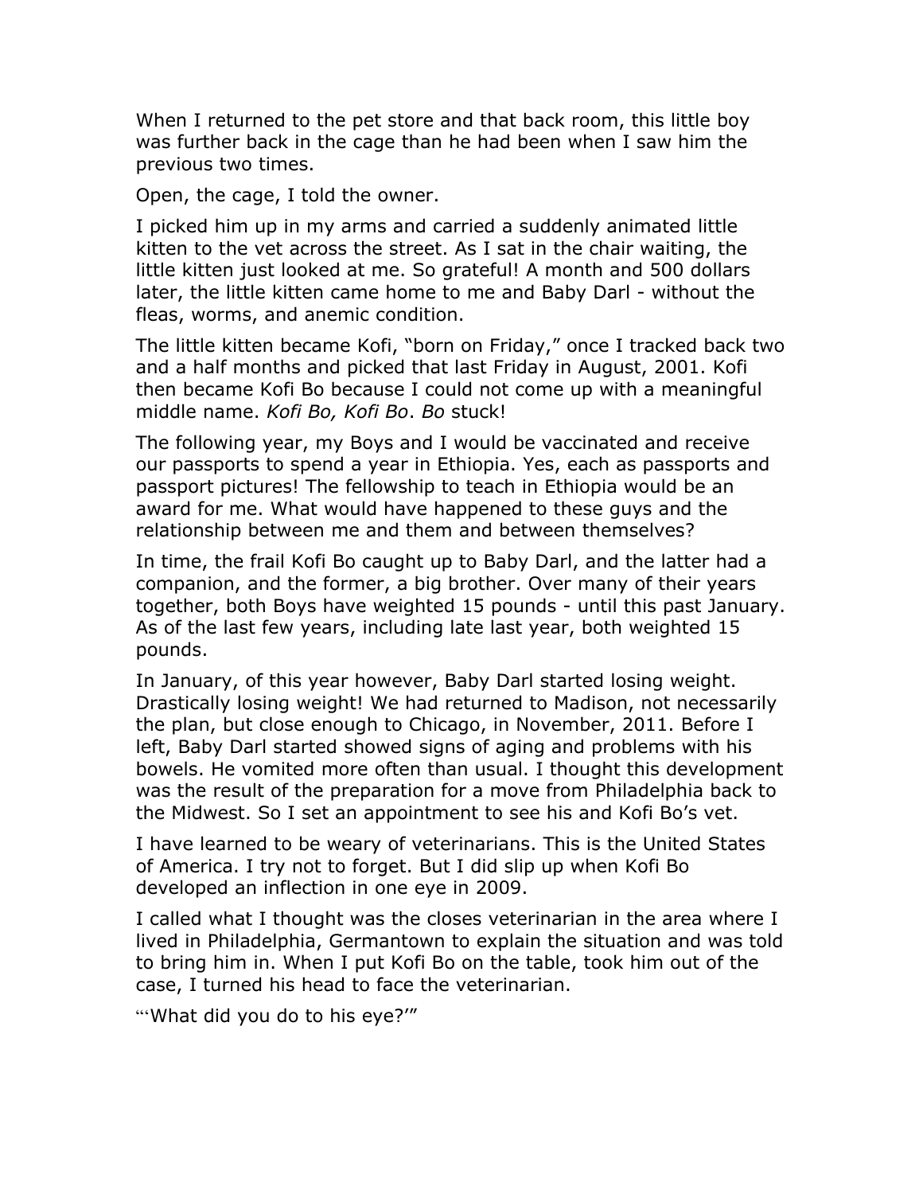When I returned to the pet store and that back room, this little boy was further back in the cage than he had been when I saw him the previous two times.

Open, the cage, I told the owner.

I picked him up in my arms and carried a suddenly animated little kitten to the vet across the street. As I sat in the chair waiting, the little kitten just looked at me. So grateful! A month and 500 dollars later, the little kitten came home to me and Baby Darl - without the fleas, worms, and anemic condition.

The little kitten became Kofi, "born on Friday," once I tracked back two and a half months and picked that last Friday in August, 2001. Kofi then became Kofi Bo because I could not come up with a meaningful middle name. *Kofi Bo, Kofi Bo*. *Bo* stuck!

The following year, my Boys and I would be vaccinated and receive our passports to spend a year in Ethiopia. Yes, each as passports and passport pictures! The fellowship to teach in Ethiopia would be an award for me. What would have happened to these guys and the relationship between me and them and between themselves?

In time, the frail Kofi Bo caught up to Baby Darl, and the latter had a companion, and the former, a big brother. Over many of their years together, both Boys have weighted 15 pounds - until this past January. As of the last few years, including late last year, both weighted 15 pounds.

In January, of this year however, Baby Darl started losing weight. Drastically losing weight! We had returned to Madison, not necessarily the plan, but close enough to Chicago, in November, 2011. Before I left, Baby Darl started showed signs of aging and problems with his bowels. He vomited more often than usual. I thought this development was the result of the preparation for a move from Philadelphia back to the Midwest. So I set an appointment to see his and Kofi Bo's vet.

I have learned to be weary of veterinarians. This is the United States of America. I try not to forget. But I did slip up when Kofi Bo developed an inflection in one eye in 2009.

I called what I thought was the closes veterinarian in the area where I lived in Philadelphia, Germantown to explain the situation and was told to bring him in. When I put Kofi Bo on the table, took him out of the case, I turned his head to face the veterinarian.

"'What did you do to his eye?'"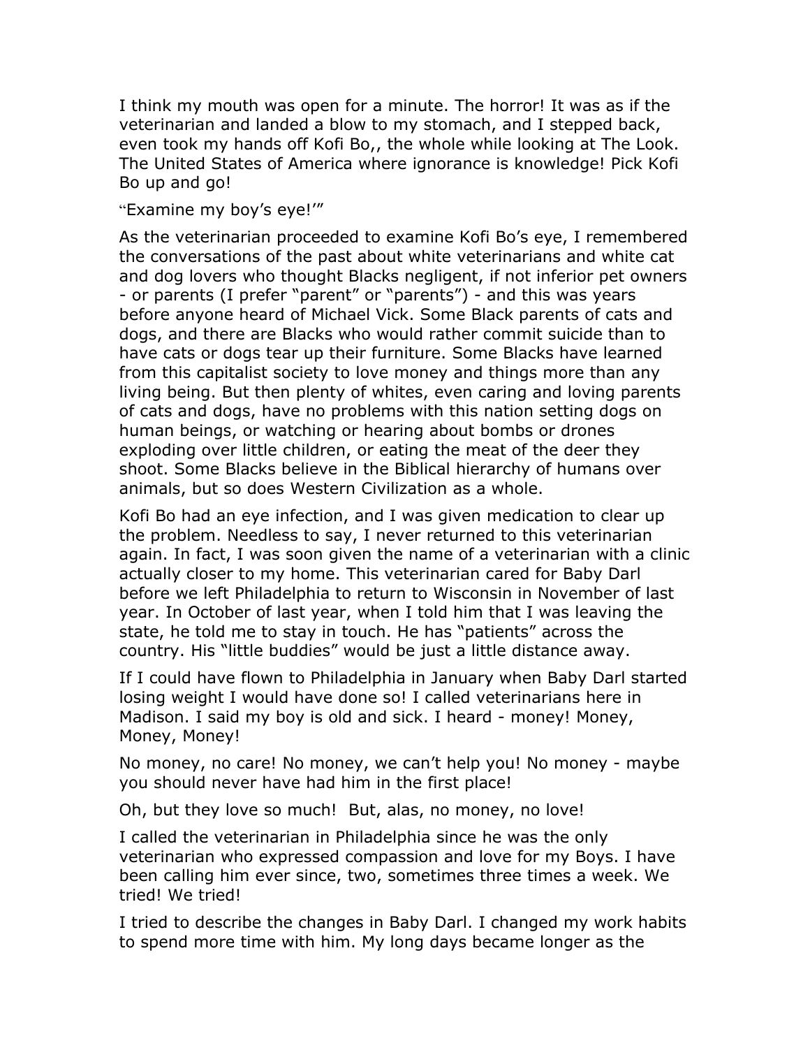I think my mouth was open for a minute. The horror! It was as if the veterinarian and landed a blow to my stomach, and I stepped back, even took my hands off Kofi Bo,, the whole while looking at The Look. The United States of America where ignorance is knowledge! Pick Kofi Bo up and go!

"Examine my boy's eye!'"

As the veterinarian proceeded to examine Kofi Bo's eye, I remembered the conversations of the past about white veterinarians and white cat and dog lovers who thought Blacks negligent, if not inferior pet owners - or parents (I prefer "parent" or "parents") - and this was years before anyone heard of Michael Vick. Some Black parents of cats and dogs, and there are Blacks who would rather commit suicide than to have cats or dogs tear up their furniture. Some Blacks have learned from this capitalist society to love money and things more than any living being. But then plenty of whites, even caring and loving parents of cats and dogs, have no problems with this nation setting dogs on human beings, or watching or hearing about bombs or drones exploding over little children, or eating the meat of the deer they shoot. Some Blacks believe in the Biblical hierarchy of humans over animals, but so does Western Civilization as a whole.

Kofi Bo had an eye infection, and I was given medication to clear up the problem. Needless to say, I never returned to this veterinarian again. In fact, I was soon given the name of a veterinarian with a clinic actually closer to my home. This veterinarian cared for Baby Darl before we left Philadelphia to return to Wisconsin in November of last year. In October of last year, when I told him that I was leaving the state, he told me to stay in touch. He has "patients" across the country. His "little buddies" would be just a little distance away.

If I could have flown to Philadelphia in January when Baby Darl started losing weight I would have done so! I called veterinarians here in Madison. I said my boy is old and sick. I heard - money! Money, Money, Money!

No money, no care! No money, we can't help you! No money - maybe you should never have had him in the first place!

Oh, but they love so much! But, alas, no money, no love!

I called the veterinarian in Philadelphia since he was the only veterinarian who expressed compassion and love for my Boys. I have been calling him ever since, two, sometimes three times a week. We tried! We tried!

I tried to describe the changes in Baby Darl. I changed my work habits to spend more time with him. My long days became longer as the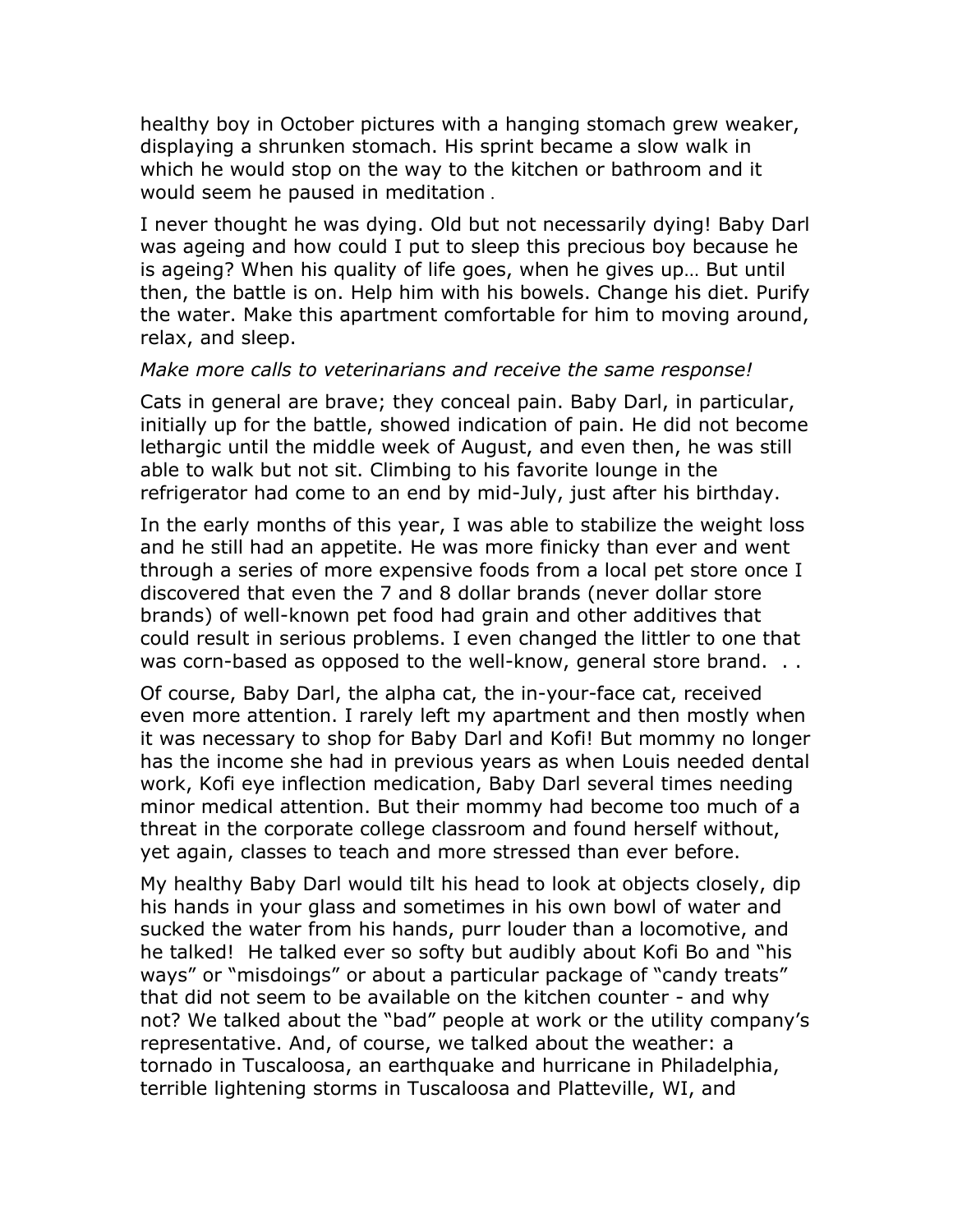healthy boy in October pictures with a hanging stomach grew weaker, displaying a shrunken stomach. His sprint became a slow walk in which he would stop on the way to the kitchen or bathroom and it would seem he paused in meditation .

I never thought he was dying. Old but not necessarily dying! Baby Darl was ageing and how could I put to sleep this precious boy because he is ageing? When his quality of life goes, when he gives up… But until then, the battle is on. Help him with his bowels. Change his diet. Purify the water. Make this apartment comfortable for him to moving around, relax, and sleep.

*Make more calls to veterinarians and receive the same response!*

Cats in general are brave; they conceal pain. Baby Darl, in particular, initially up for the battle, showed indication of pain. He did not become lethargic until the middle week of August, and even then, he was still able to walk but not sit. Climbing to his favorite lounge in the refrigerator had come to an end by mid-July, just after his birthday.

In the early months of this year, I was able to stabilize the weight loss and he still had an appetite. He was more finicky than ever and went through a series of more expensive foods from a local pet store once I discovered that even the 7 and 8 dollar brands (never dollar store brands) of well-known pet food had grain and other additives that could result in serious problems. I even changed the littler to one that was corn-based as opposed to the well-know, general store brand. . .

Of course, Baby Darl, the alpha cat, the in-your-face cat, received even more attention. I rarely left my apartment and then mostly when it was necessary to shop for Baby Darl and Kofi! But mommy no longer has the income she had in previous years as when Louis needed dental work, Kofi eye inflection medication, Baby Darl several times needing minor medical attention. But their mommy had become too much of a threat in the corporate college classroom and found herself without, yet again, classes to teach and more stressed than ever before.

My healthy Baby Darl would tilt his head to look at objects closely, dip his hands in your glass and sometimes in his own bowl of water and sucked the water from his hands, purr louder than a locomotive, and he talked! He talked ever so softy but audibly about Kofi Bo and "his ways" or "misdoings" or about a particular package of "candy treats" that did not seem to be available on the kitchen counter - and why not? We talked about the "bad" people at work or the utility company's representative. And, of course, we talked about the weather: a tornado in Tuscaloosa, an earthquake and hurricane in Philadelphia, terrible lightening storms in Tuscaloosa and Platteville, WI, and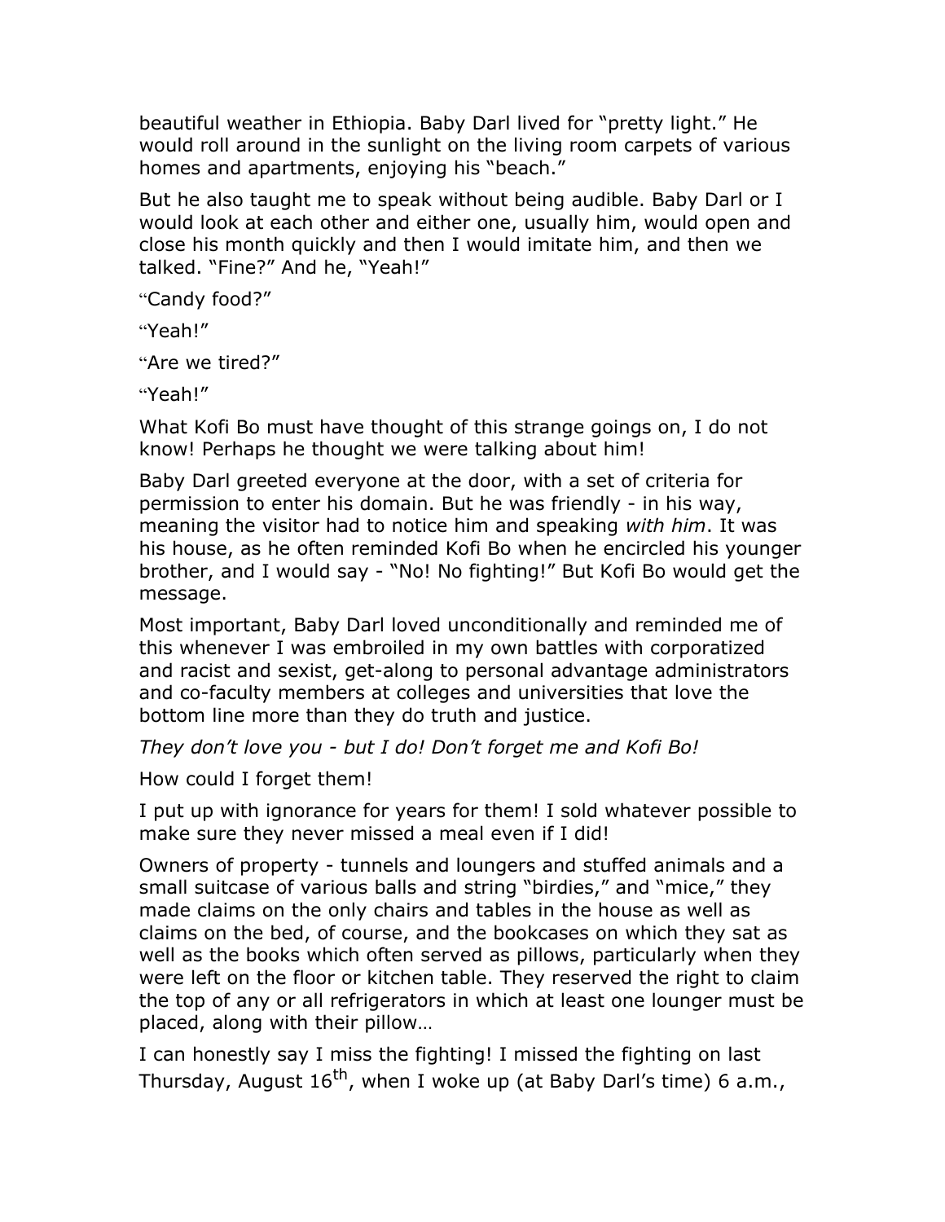beautiful weather in Ethiopia. Baby Darl lived for "pretty light." He would roll around in the sunlight on the living room carpets of various homes and apartments, enjoying his "beach."

But he also taught me to speak without being audible. Baby Darl or I would look at each other and either one, usually him, would open and close his month quickly and then I would imitate him, and then we talked. "Fine?" And he, "Yeah!"

"Candy food?"

"Yeah!"

"Are we tired?"

"Yeah!"

What Kofi Bo must have thought of this strange goings on, I do not know! Perhaps he thought we were talking about him!

Baby Darl greeted everyone at the door, with a set of criteria for permission to enter his domain. But he was friendly - in his way, meaning the visitor had to notice him and speaking *with him*. It was his house, as he often reminded Kofi Bo when he encircled his younger brother, and I would say - "No! No fighting!" But Kofi Bo would get the message.

Most important, Baby Darl loved unconditionally and reminded me of this whenever I was embroiled in my own battles with corporatized and racist and sexist, get-along to personal advantage administrators and co-faculty members at colleges and universities that love the bottom line more than they do truth and justice.

*They don't love you - but I do! Don't forget me and Kofi Bo!*

How could I forget them!

I put up with ignorance for years for them! I sold whatever possible to make sure they never missed a meal even if I did!

Owners of property - tunnels and loungers and stuffed animals and a small suitcase of various balls and string "birdies," and "mice," they made claims on the only chairs and tables in the house as well as claims on the bed, of course, and the bookcases on which they sat as well as the books which often served as pillows, particularly when they were left on the floor or kitchen table. They reserved the right to claim the top of any or all refrigerators in which at least one lounger must be placed, along with their pillow…

I can honestly say I miss the fighting! I missed the fighting on last Thursday, August 16th, when I woke up (at Baby Darl's time) 6 a.m.,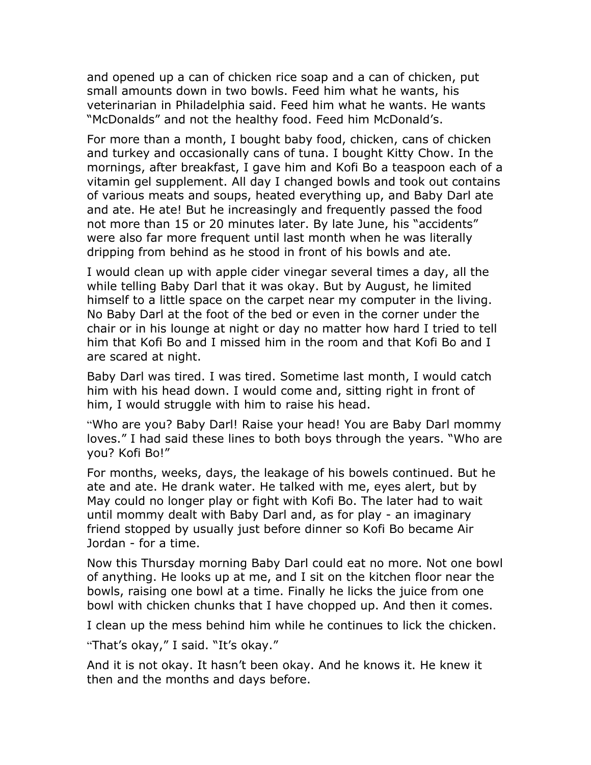and opened up a can of chicken rice soap and a can of chicken, put small amounts down in two bowls. Feed him what he wants, his veterinarian in Philadelphia said. Feed him what he wants. He wants "McDonalds" and not the healthy food. Feed him McDonald's.

For more than a month, I bought baby food, chicken, cans of chicken and turkey and occasionally cans of tuna. I bought Kitty Chow. In the mornings, after breakfast, I gave him and Kofi Bo a teaspoon each of a vitamin gel supplement. All day I changed bowls and took out contains of various meats and soups, heated everything up, and Baby Darl ate and ate. He ate! But he increasingly and frequently passed the food not more than 15 or 20 minutes later. By late June, his "accidents" were also far more frequent until last month when he was literally dripping from behind as he stood in front of his bowls and ate.

I would clean up with apple cider vinegar several times a day, all the while telling Baby Darl that it was okay. But by August, he limited himself to a little space on the carpet near my computer in the living. No Baby Darl at the foot of the bed or even in the corner under the chair or in his lounge at night or day no matter how hard I tried to tell him that Kofi Bo and I missed him in the room and that Kofi Bo and I are scared at night.

Baby Darl was tired. I was tired. Sometime last month, I would catch him with his head down. I would come and, sitting right in front of him, I would struggle with him to raise his head.

"Who are you? Baby Darl! Raise your head! You are Baby Darl mommy loves." I had said these lines to both boys through the years. "Who are you? Kofi Bo!"

For months, weeks, days, the leakage of his bowels continued. But he ate and ate. He drank water. He talked with me, eyes alert, but by May could no longer play or fight with Kofi Bo. The later had to wait until mommy dealt with Baby Darl and, as for play - an imaginary friend stopped by usually just before dinner so Kofi Bo became Air Jordan - for a time.

Now this Thursday morning Baby Darl could eat no more. Not one bowl of anything. He looks up at me, and I sit on the kitchen floor near the bowls, raising one bowl at a time. Finally he licks the juice from one bowl with chicken chunks that I have chopped up. And then it comes.

I clean up the mess behind him while he continues to lick the chicken.

"That's okay," I said. "It's okay."

And it is not okay. It hasn't been okay. And he knows it. He knew it then and the months and days before.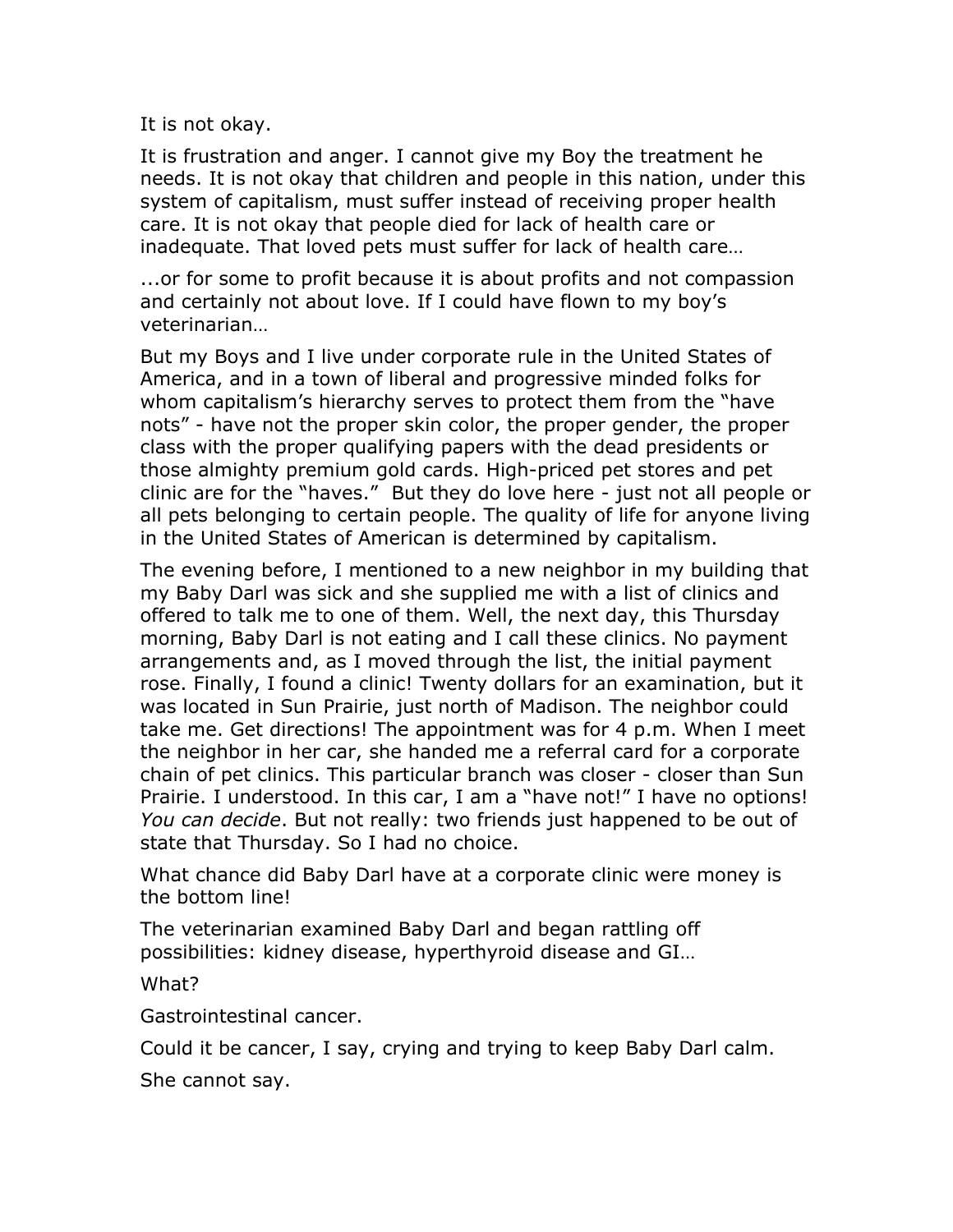It is not okay.

It is frustration and anger. I cannot give my Boy the treatment he needs. It is not okay that children and people in this nation, under this system of capitalism, must suffer instead of receiving proper health care. It is not okay that people died for lack of health care or inadequate. That loved pets must suffer for lack of health care…

...or for some to profit because it is about profits and not compassion and certainly not about love. If I could have flown to my boy's veterinarian…

But my Boys and I live under corporate rule in the United States of America, and in a town of liberal and progressive minded folks for whom capitalism's hierarchy serves to protect them from the "have nots" - have not the proper skin color, the proper gender, the proper class with the proper qualifying papers with the dead presidents or those almighty premium gold cards. High-priced pet stores and pet clinic are for the "haves." But they do love here - just not all people or all pets belonging to certain people. The quality of life for anyone living in the United States of American is determined by capitalism.

The evening before, I mentioned to a new neighbor in my building that my Baby Darl was sick and she supplied me with a list of clinics and offered to talk me to one of them. Well, the next day, this Thursday morning, Baby Darl is not eating and I call these clinics. No payment arrangements and, as I moved through the list, the initial payment rose. Finally, I found a clinic! Twenty dollars for an examination, but it was located in Sun Prairie, just north of Madison. The neighbor could take me. Get directions! The appointment was for 4 p.m. When I meet the neighbor in her car, she handed me a referral card for a corporate chain of pet clinics. This particular branch was closer - closer than Sun Prairie. I understood. In this car, I am a "have not!" I have no options! *You can decide*. But not really: two friends just happened to be out of state that Thursday. So I had no choice.

What chance did Baby Darl have at a corporate clinic were money is the bottom line!

The veterinarian examined Baby Darl and began rattling off possibilities: kidney disease, hyperthyroid disease and GI…

What?

Gastrointestinal cancer.

Could it be cancer, I say, crying and trying to keep Baby Darl calm.

She cannot say.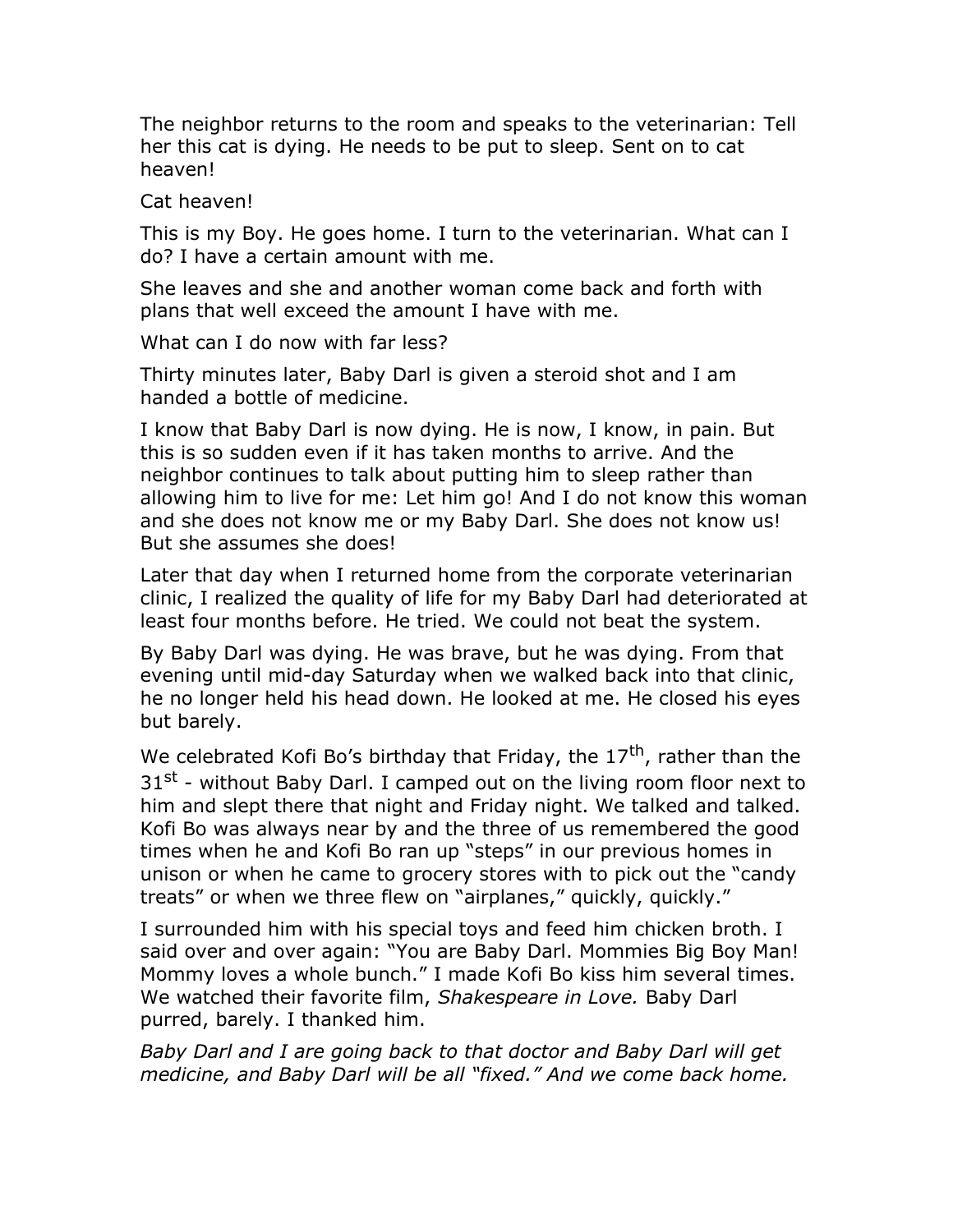The neighbor returns to the room and speaks to the veterinarian: Tell her this cat is dying. He needs to be put to sleep. Sent on to cat heaven!

Cat heaven!

This is my Boy. He goes home. I turn to the veterinarian. What can I do? I have a certain amount with me.

She leaves and she and another woman come back and forth with plans that well exceed the amount I have with me.

What can I do now with far less?

Thirty minutes later, Baby Darl is given a steroid shot and I am handed a bottle of medicine.

I know that Baby Darl is now dying. He is now, I know, in pain. But this is so sudden even if it has taken months to arrive. And the neighbor continues to talk about putting him to sleep rather than allowing him to live for me: Let him go! And I do not know this woman and she does not know me or my Baby Darl. She does not know us! But she assumes she does!

Later that day when I returned home from the corporate veterinarian clinic, I realized the quality of life for my Baby Darl had deteriorated at least four months before. He tried. We could not beat the system.

By Baby Darl was dying. He was brave, but he was dying. From that evening until mid-day Saturday when we walked back into that clinic, he no longer held his head down. He looked at me. He closed his eyes but barely.

We celebrated Kofi Bo's birthday that Friday, the 17th, rather than the 31st - without Baby Darl. I camped out on the living room floor next to him and slept there that night and Friday night. We talked and talked. Kofi Bo was always near by and the three of us remembered the good times when he and Kofi Bo ran up "steps" in our previous homes in unison or when he came to grocery stores with to pick out the "candy treats" or when we three flew on "airplanes," quickly, quickly."

I surrounded him with his special toys and feed him chicken broth. I said over and over again: "You are Baby Darl. Mommies Big Boy Man! Mommy loves a whole bunch." I made Kofi Bo kiss him several times. We watched their favorite film, *Shakespeare in Love.* Baby Darl purred, barely. I thanked him.

*Baby Darl and I are going back to that doctor and Baby Darl will get medicine, and Baby Darl will be all "fixed." And we come back home.*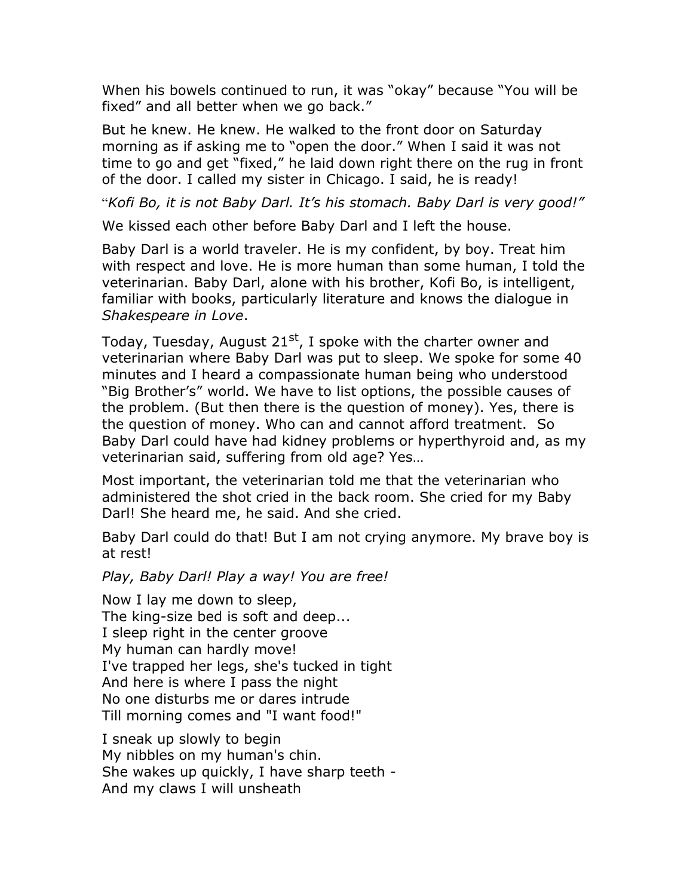When his bowels continued to run, it was "okay" because "You will be fixed" and all better when we go back."

But he knew. He knew. He walked to the front door on Saturday morning as if asking me to "open the door." When I said it was not time to go and get "fixed," he laid down right there on the rug in front of the door. I called my sister in Chicago. I said, he is ready!

"*Kofi Bo, it is not Baby Darl. It's his stomach. Baby Darl is very good!"*

We kissed each other before Baby Darl and I left the house.

Baby Darl is a world traveler. He is my confident, by boy. Treat him with respect and love. He is more human than some human, I told the veterinarian. Baby Darl, alone with his brother, Kofi Bo, is intelligent, familiar with books, particularly literature and knows the dialogue in *Shakespeare in Love*.

Today, Tuesday, August 21st, I spoke with the charter owner and veterinarian where Baby Darl was put to sleep. We spoke for some 40 minutes and I heard a compassionate human being who understood "Big Brother's" world. We have to list options, the possible causes of the problem. (But then there is the question of money). Yes, there is the question of money. Who can and cannot afford treatment. So Baby Darl could have had kidney problems or hyperthyroid and, as my veterinarian said, suffering from old age? Yes…

Most important, the veterinarian told me that the veterinarian who administered the shot cried in the back room. She cried for my Baby Darl! She heard me, he said. And she cried.

Baby Darl could do that! But I am not crying anymore. My brave boy is at rest!

*Play, Baby Darl! Play a way! You are free!*

Now I lay me down to sleep,  
The king-size bed is soft and deep...  
I sleep right in the center groove  
My human can hardly move!  
I've trapped her legs, she's tucked in tight  
And here is where I pass the night  
No one disturbs me or dares intrude  
Till morning comes and "I want food!"

I sneak up slowly to begin  
My nibbles on my human's chin.  
She wakes up quickly, I have sharp teeth -  
And my claws I will unsheath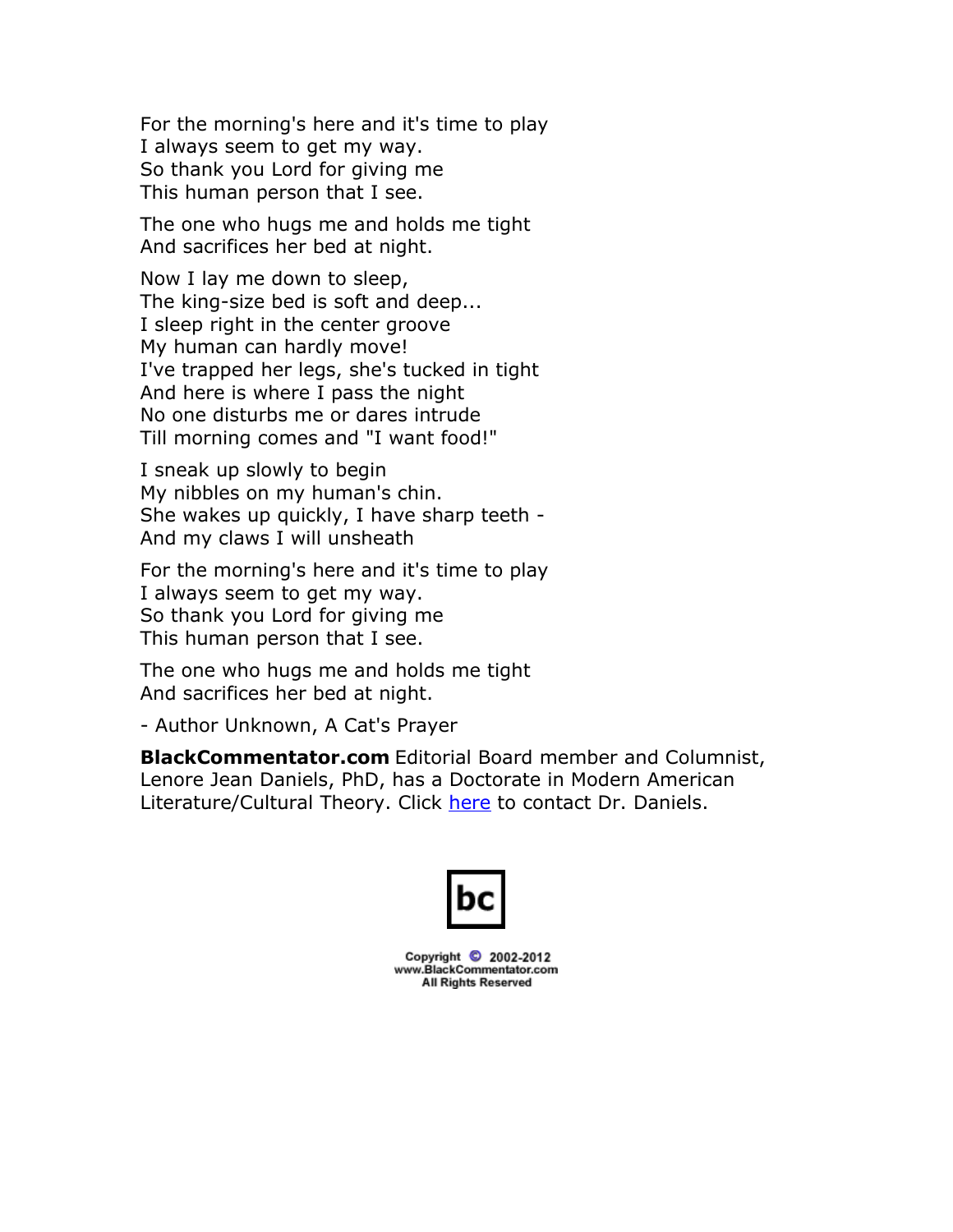For the morning's here and it's time to play  
I always seem to get my way.  
So thank you Lord for giving me  
This human person that I see.

The one who hugs me and holds me tight  
And sacrifices her bed at night.

Now I lay me down to sleep,  
The king-size bed is soft and deep...  
I sleep right in the center groove  
My human can hardly move!  
I've trapped her legs, she's tucked in tight  
And here is where I pass the night  
No one disturbs me or dares intrude  
Till morning comes and "I want food!"

I sneak up slowly to begin  
My nibbles on my human's chin.  
She wakes up quickly, I have sharp teeth -  
And my claws I will unsheath

For the morning's here and it's time to play  
I always seem to get my way.  
So thank you Lord for giving me  
This human person that I see.

The one who hugs me and holds me tight  
And sacrifices her bed at night.

- Author Unknown, A Cat's Prayer

**BlackCommentator.com** Editorial Board member and Columnist, Lenore Jean Daniels, PhD, has a Doctorate in Modern American Literature/Cultural Theory. Click here to contact Dr. Daniels.

bc

Copyright © 2002-2012  
www.BlackCommentator.com  
All Rights Reserved